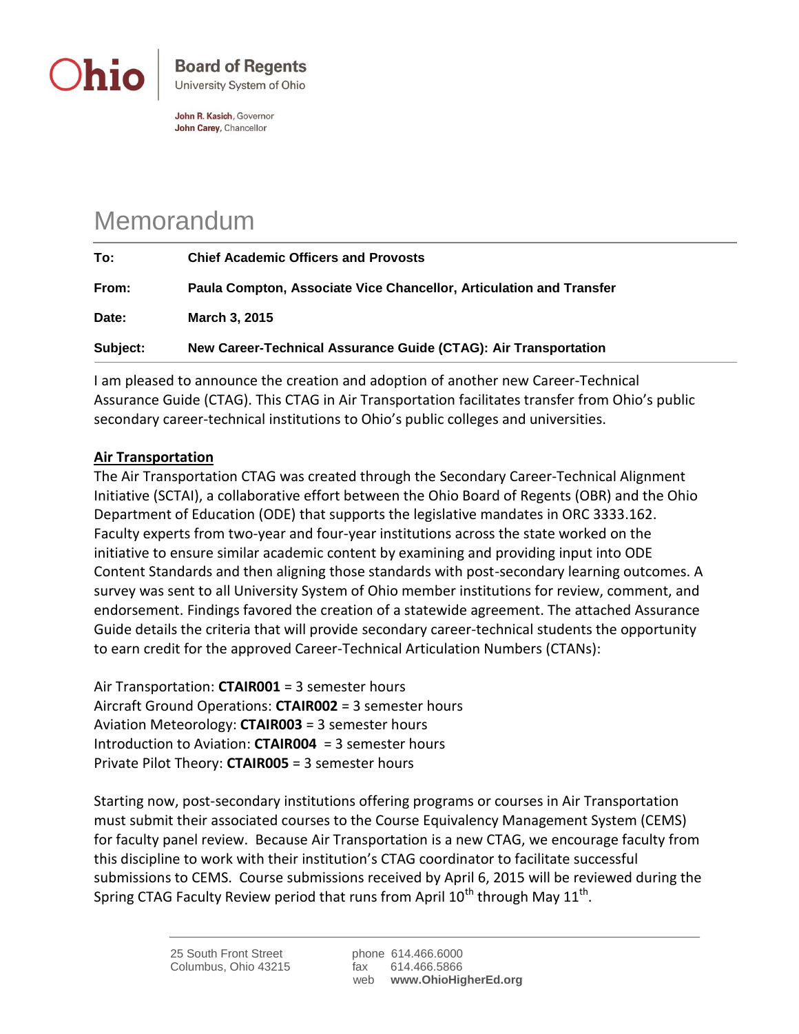**Ohio** | **Board of Regents**
University System of Ohio

**John R. Kasich**, Governor
**John Carey**, Chancellor

# Memorandum

| | |
|---|---|
| **To:** | **Chief Academic Officers and Provosts** |
| **From:** | **Paula Compton, Associate Vice Chancellor, Articulation and Transfer** |
| **Date:** | **March 3, 2015** |
| **Subject:** | **New Career-Technical Assurance Guide (CTAG): Air Transportation** |

I am pleased to announce the creation and adoption of another new Career-Technical Assurance Guide (CTAG). This CTAG in Air Transportation facilitates transfer from Ohio's public secondary career-technical institutions to Ohio's public colleges and universities.

**Air Transportation**

The Air Transportation CTAG was created through the Secondary Career-Technical Alignment Initiative (SCTAI), a collaborative effort between the Ohio Board of Regents (OBR) and the Ohio Department of Education (ODE) that supports the legislative mandates in ORC 3333.162. Faculty experts from two-year and four-year institutions across the state worked on the initiative to ensure similar academic content by examining and providing input into ODE Content Standards and then aligning those standards with post-secondary learning outcomes. A survey was sent to all University System of Ohio member institutions for review, comment, and endorsement. Findings favored the creation of a statewide agreement. The attached Assurance Guide details the criteria that will provide secondary career-technical students the opportunity to earn credit for the approved Career-Technical Articulation Numbers (CTANs):

Air Transportation: **CTAIR001** = 3 semester hours
Aircraft Ground Operations: **CTAIR002** = 3 semester hours
Aviation Meteorology: **CTAIR003** = 3 semester hours
Introduction to Aviation: **CTAIR004** = 3 semester hours
Private Pilot Theory: **CTAIR005** = 3 semester hours

Starting now, post-secondary institutions offering programs or courses in Air Transportation must submit their associated courses to the Course Equivalency Management System (CEMS) for faculty panel review. Because Air Transportation is a new CTAG, we encourage faculty from this discipline to work with their institution's CTAG coordinator to facilitate successful submissions to CEMS. Course submissions received by April 6, 2015 will be reviewed during the Spring CTAG Faculty Review period that runs from April 10th through May 11th.

25 South Front Street
Columbus, Ohio 43215

phone 614.466.6000
fax 614.466.5866
web **www.OhioHigherEd.org**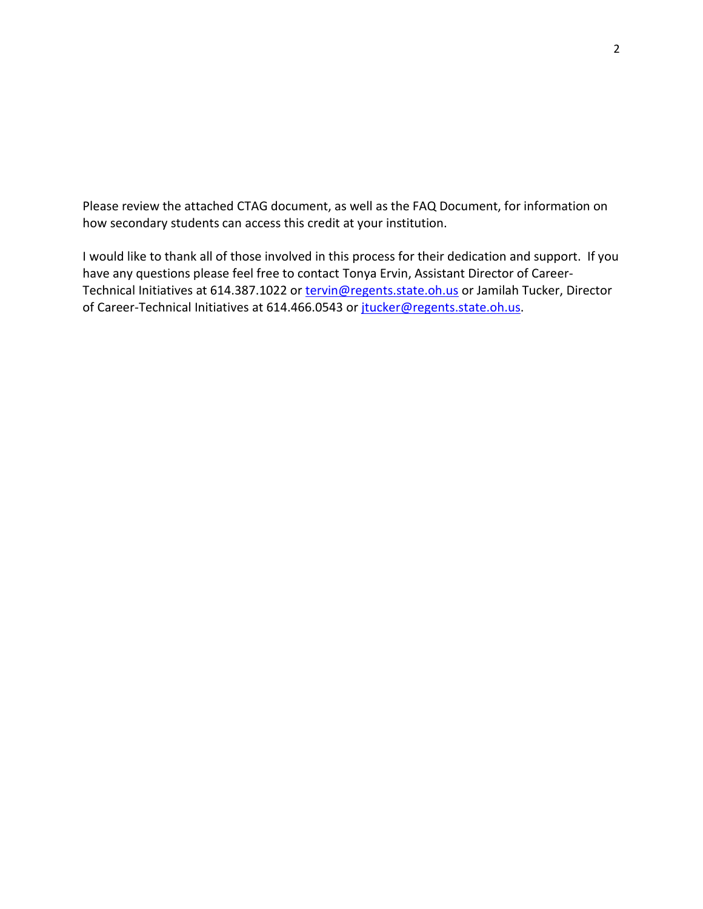Please review the attached CTAG document, as well as the FAQ Document, for information on how secondary students can access this credit at your institution.

I would like to thank all of those involved in this process for their dedication and support. If you have any questions please feel free to contact Tonya Ervin, Assistant Director of Career-Technical Initiatives at 614.387.1022 or tervin@regents.state.oh.us or Jamilah Tucker, Director of Career-Technical Initiatives at 614.466.0543 or jtucker@regents.state.oh.us.